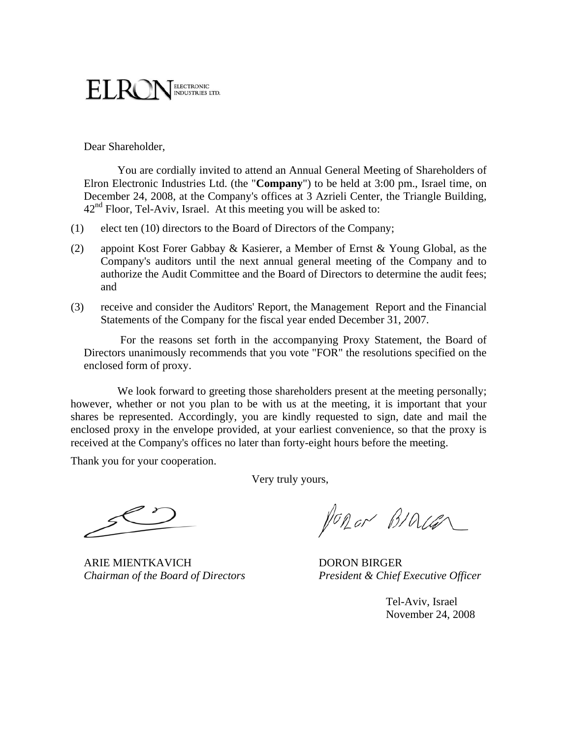ELRON ELECTRONIC INDUSTRIES LTD.

Dear Shareholder,

You are cordially invited to attend an Annual General Meeting of Shareholders of Elron Electronic Industries Ltd. (the "**Company**") to be held at 3:00 pm., Israel time, on December 24, 2008, at the Company's offices at 3 Azrieli Center, the Triangle Building, 42nd Floor, Tel-Aviv, Israel. At this meeting you will be asked to:

(1) elect ten (10) directors to the Board of Directors of the Company;

(2) appoint Kost Forer Gabbay & Kasierer, a Member of Ernst & Young Global, as the Company's auditors until the next annual general meeting of the Company and to authorize the Audit Committee and the Board of Directors to determine the audit fees; and

(3) receive and consider the Auditors' Report, the Management Report and the Financial Statements of the Company for the fiscal year ended December 31, 2007.

For the reasons set forth in the accompanying Proxy Statement, the Board of Directors unanimously recommends that you vote "FOR" the resolutions specified on the enclosed form of proxy.

We look forward to greeting those shareholders present at the meeting personally; however, whether or not you plan to be with us at the meeting, it is important that your shares be represented. Accordingly, you are kindly requested to sign, date and mail the enclosed proxy in the envelope provided, at your earliest convenience, so that the proxy is received at the Company's offices no later than forty-eight hours before the meeting.

Thank you for your cooperation.

Very truly yours,

ARIE MIENTKAVICH
*Chairman of the Board of Directors*

DORON BIRGER
*President & Chief Executive Officer*

Tel-Aviv, Israel
November 24, 2008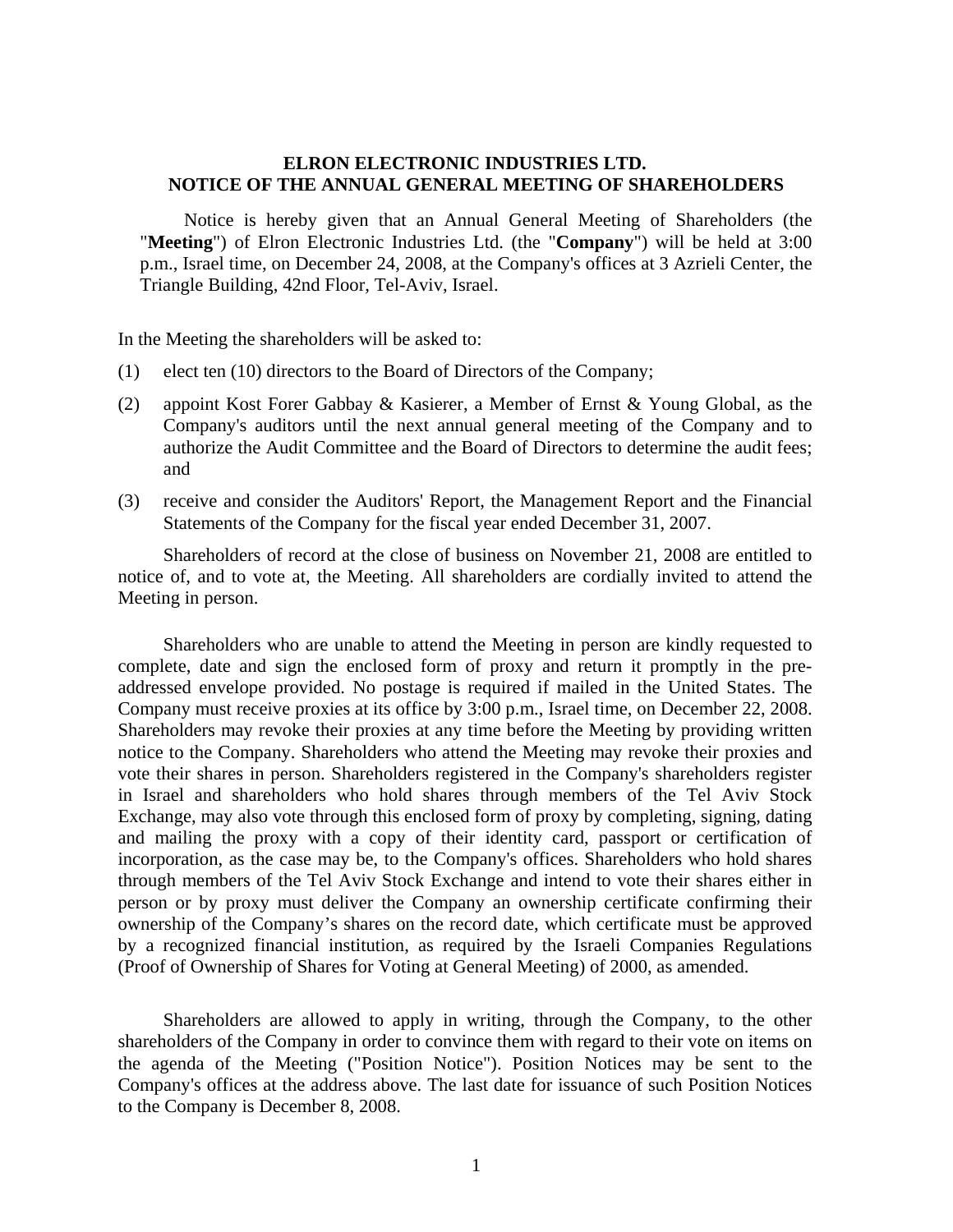**ELRON ELECTRONIC INDUSTRIES LTD.**
**NOTICE OF THE ANNUAL GENERAL MEETING OF SHAREHOLDERS**

Notice is hereby given that an Annual General Meeting of Shareholders (the "**Meeting**") of Elron Electronic Industries Ltd. (the "**Company**") will be held at 3:00 p.m., Israel time, on December 24, 2008, at the Company's offices at 3 Azrieli Center, the Triangle Building, 42nd Floor, Tel-Aviv, Israel.

In the Meeting the shareholders will be asked to:

(1) elect ten (10) directors to the Board of Directors of the Company;

(2) appoint Kost Forer Gabbay & Kasierer, a Member of Ernst & Young Global, as the Company's auditors until the next annual general meeting of the Company and to authorize the Audit Committee and the Board of Directors to determine the audit fees; and

(3) receive and consider the Auditors' Report, the Management Report and the Financial Statements of the Company for the fiscal year ended December 31, 2007.

Shareholders of record at the close of business on November 21, 2008 are entitled to notice of, and to vote at, the Meeting. All shareholders are cordially invited to attend the Meeting in person.

Shareholders who are unable to attend the Meeting in person are kindly requested to complete, date and sign the enclosed form of proxy and return it promptly in the pre-addressed envelope provided. No postage is required if mailed in the United States. The Company must receive proxies at its office by 3:00 p.m., Israel time, on December 22, 2008. Shareholders may revoke their proxies at any time before the Meeting by providing written notice to the Company. Shareholders who attend the Meeting may revoke their proxies and vote their shares in person. Shareholders registered in the Company's shareholders register in Israel and shareholders who hold shares through members of the Tel Aviv Stock Exchange, may also vote through this enclosed form of proxy by completing, signing, dating and mailing the proxy with a copy of their identity card, passport or certification of incorporation, as the case may be, to the Company's offices. Shareholders who hold shares through members of the Tel Aviv Stock Exchange and intend to vote their shares either in person or by proxy must deliver the Company an ownership certificate confirming their ownership of the Company's shares on the record date, which certificate must be approved by a recognized financial institution, as required by the Israeli Companies Regulations (Proof of Ownership of Shares for Voting at General Meeting) of 2000, as amended.

Shareholders are allowed to apply in writing, through the Company, to the other shareholders of the Company in order to convince them with regard to their vote on items on the agenda of the Meeting ("Position Notice"). Position Notices may be sent to the Company's offices at the address above. The last date for issuance of such Position Notices to the Company is December 8, 2008.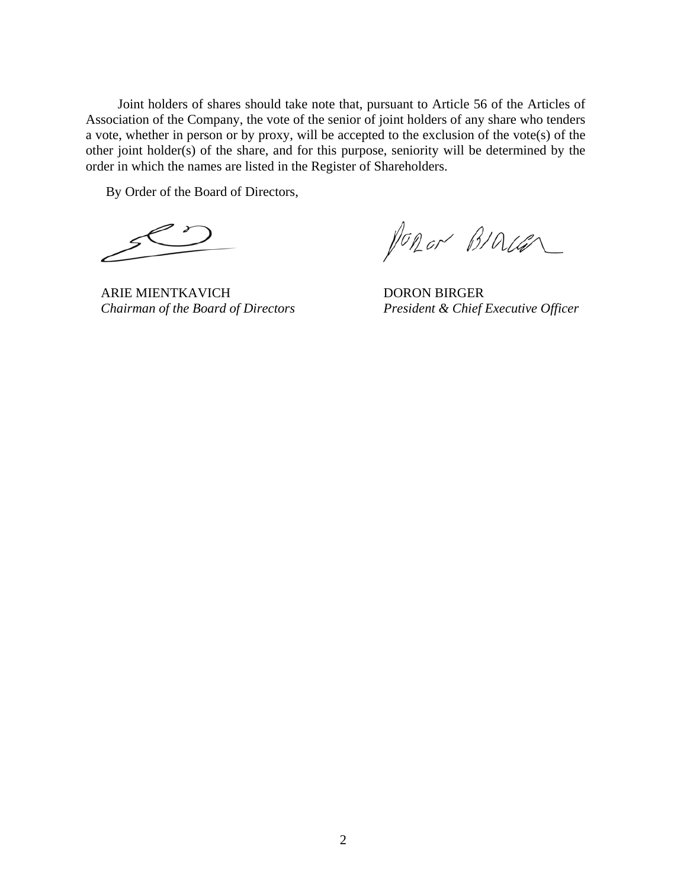Joint holders of shares should take note that, pursuant to Article 56 of the Articles of Association of the Company, the vote of the senior of joint holders of any share who tenders a vote, whether in person or by proxy, will be accepted to the exclusion of the vote(s) of the other joint holder(s) of the share, and for this purpose, seniority will be determined by the order in which the names are listed in the Register of Shareholders.

By Order of the Board of Directors,

| | |
|---|---|
| ARIE MIENTKAVICH | DORON BIRGER |
| *Chairman of the Board of Directors* | *President & Chief Executive Officer* |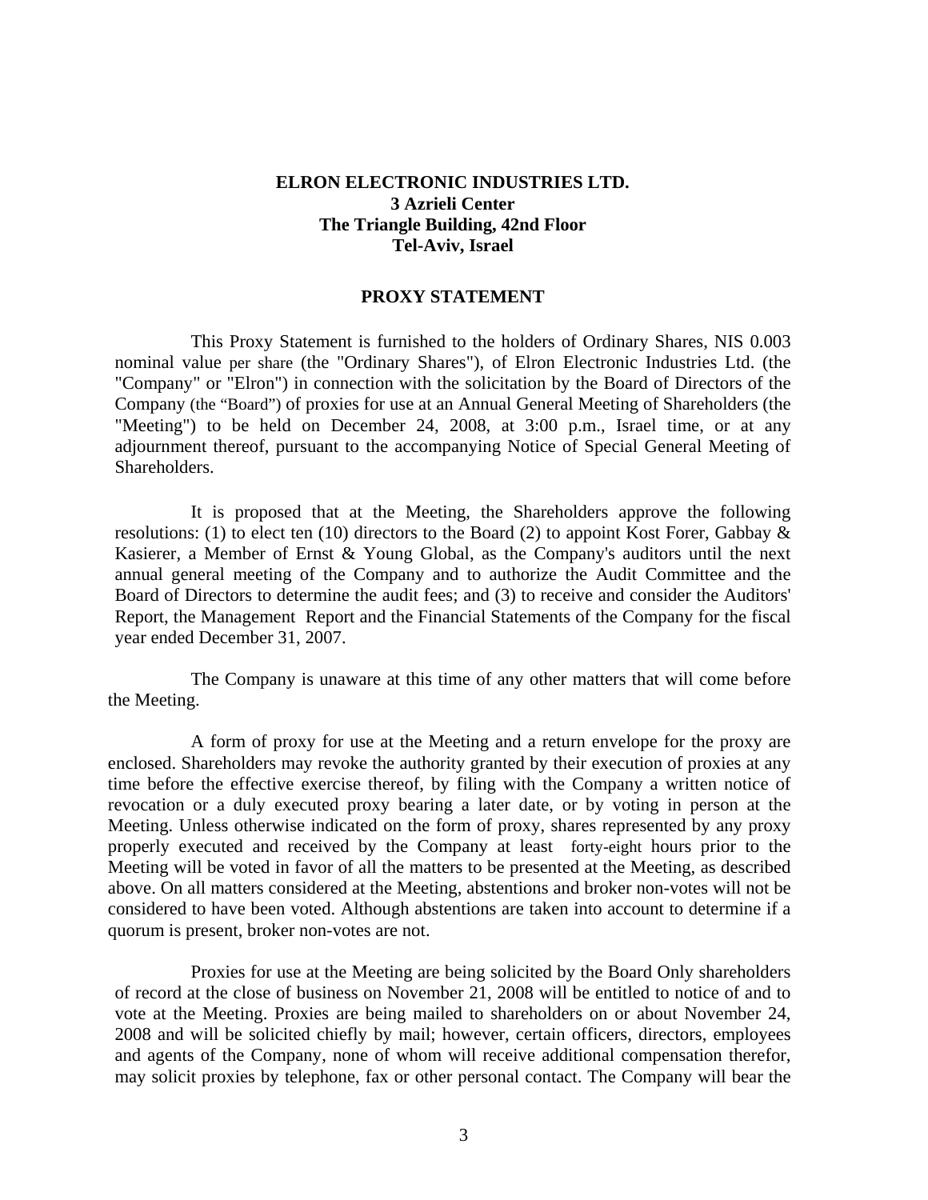**ELRON ELECTRONIC INDUSTRIES LTD.**
**3 Azrieli Center**
**The Triangle Building, 42nd Floor**
**Tel-Aviv, Israel**

## PROXY STATEMENT

This Proxy Statement is furnished to the holders of Ordinary Shares, NIS 0.003 nominal value per share (the "Ordinary Shares"), of Elron Electronic Industries Ltd. (the "Company" or "Elron") in connection with the solicitation by the Board of Directors of the Company (the "Board") of proxies for use at an Annual General Meeting of Shareholders (the "Meeting") to be held on December 24, 2008, at 3:00 p.m., Israel time, or at any adjournment thereof, pursuant to the accompanying Notice of Special General Meeting of Shareholders.

It is proposed that at the Meeting, the Shareholders approve the following resolutions: (1) to elect ten (10) directors to the Board (2) to appoint Kost Forer, Gabbay & Kasierer, a Member of Ernst & Young Global, as the Company's auditors until the next annual general meeting of the Company and to authorize the Audit Committee and the Board of Directors to determine the audit fees; and (3) to receive and consider the Auditors' Report, the Management Report and the Financial Statements of the Company for the fiscal year ended December 31, 2007.

The Company is unaware at this time of any other matters that will come before the Meeting.

A form of proxy for use at the Meeting and a return envelope for the proxy are enclosed. Shareholders may revoke the authority granted by their execution of proxies at any time before the effective exercise thereof, by filing with the Company a written notice of revocation or a duly executed proxy bearing a later date, or by voting in person at the Meeting. Unless otherwise indicated on the form of proxy, shares represented by any proxy properly executed and received by the Company at least forty-eight hours prior to the Meeting will be voted in favor of all the matters to be presented at the Meeting, as described above. On all matters considered at the Meeting, abstentions and broker non-votes will not be considered to have been voted. Although abstentions are taken into account to determine if a quorum is present, broker non-votes are not.

Proxies for use at the Meeting are being solicited by the Board Only shareholders of record at the close of business on November 21, 2008 will be entitled to notice of and to vote at the Meeting. Proxies are being mailed to shareholders on or about November 24, 2008 and will be solicited chiefly by mail; however, certain officers, directors, employees and agents of the Company, none of whom will receive additional compensation therefor, may solicit proxies by telephone, fax or other personal contact. The Company will bear the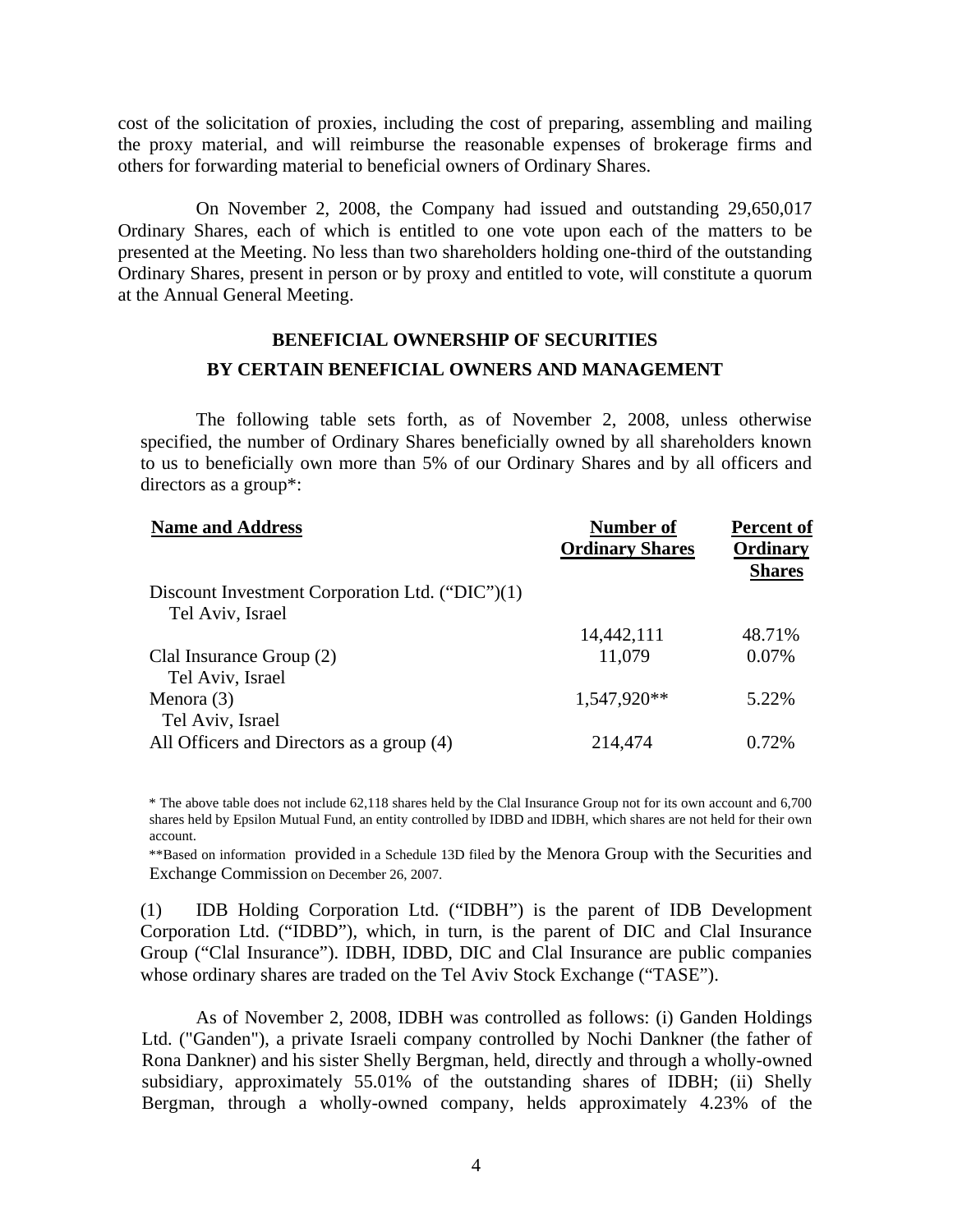cost of the solicitation of proxies, including the cost of preparing, assembling and mailing the proxy material, and will reimburse the reasonable expenses of brokerage firms and others for forwarding material to beneficial owners of Ordinary Shares.

On November 2, 2008, the Company had issued and outstanding 29,650,017 Ordinary Shares, each of which is entitled to one vote upon each of the matters to be presented at the Meeting. No less than two shareholders holding one-third of the outstanding Ordinary Shares, present in person or by proxy and entitled to vote, will constitute a quorum at the Annual General Meeting.

## BENEFICIAL OWNERSHIP OF SECURITIES BY CERTAIN BENEFICIAL OWNERS AND MANAGEMENT

The following table sets forth, as of November 2, 2008, unless otherwise specified, the number of Ordinary Shares beneficially owned by all shareholders known to us to beneficially own more than 5% of our Ordinary Shares and by all officers and directors as a group*:

| Name and Address | Number of Ordinary Shares | Percent of Ordinary Shares |
|---|---|---|
| Discount Investment Corporation Ltd. ("DIC")(1) Tel Aviv, Israel | 14,442,111 | 48.71% |
| Clal Insurance Group (2) Tel Aviv, Israel | 11,079 | 0.07% |
| Menora (3) Tel Aviv, Israel | 1,547,920** | 5.22% |
| All Officers and Directors as a group (4) | 214,474 | 0.72% |

* The above table does not include 62,118 shares held by the Clal Insurance Group not for its own account and 6,700 shares held by Epsilon Mutual Fund, an entity controlled by IDBD and IDBH, which shares are not held for their own account.

**Based on information provided in a Schedule 13D filed by the Menora Group with the Securities and Exchange Commission on December 26, 2007.

(1) IDB Holding Corporation Ltd. ("IDBH") is the parent of IDB Development Corporation Ltd. ("IDBD"), which, in turn, is the parent of DIC and Clal Insurance Group ("Clal Insurance"). IDBH, IDBD, DIC and Clal Insurance are public companies whose ordinary shares are traded on the Tel Aviv Stock Exchange ("TASE").

As of November 2, 2008, IDBH was controlled as follows: (i) Ganden Holdings Ltd. ("Ganden"), a private Israeli company controlled by Nochi Dankner (the father of Rona Dankner) and his sister Shelly Bergman, held, directly and through a wholly-owned subsidiary, approximately 55.01% of the outstanding shares of IDBH; (ii) Shelly Bergman, through a wholly-owned company, helds approximately 4.23% of the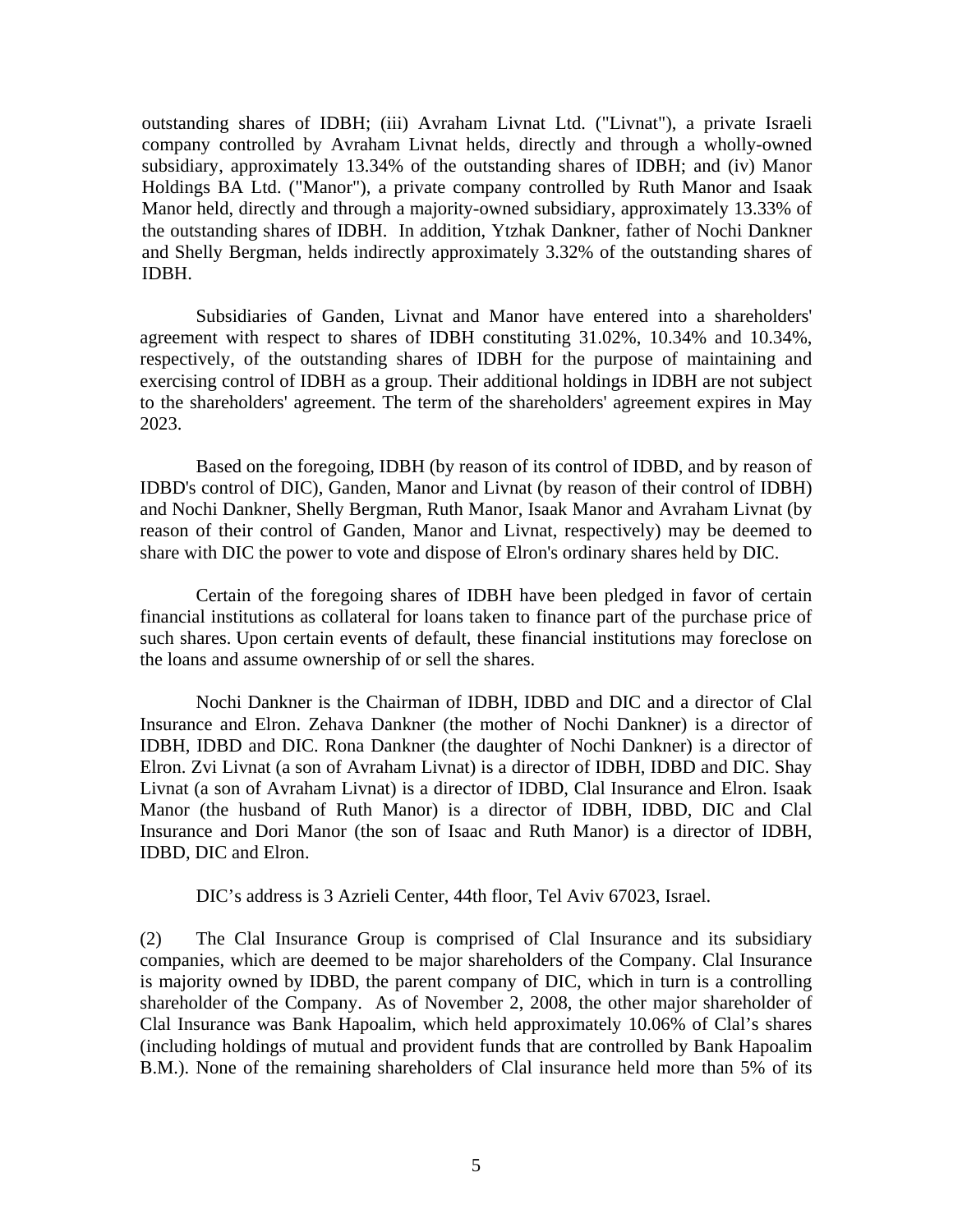outstanding shares of IDBH; (iii) Avraham Livnat Ltd. ("Livnat"), a private Israeli company controlled by Avraham Livnat helds, directly and through a wholly-owned subsidiary, approximately 13.34% of the outstanding shares of IDBH; and (iv) Manor Holdings BA Ltd. ("Manor"), a private company controlled by Ruth Manor and Isaak Manor held, directly and through a majority-owned subsidiary, approximately 13.33% of the outstanding shares of IDBH. In addition, Ytzhak Dankner, father of Nochi Dankner and Shelly Bergman, helds indirectly approximately 3.32% of the outstanding shares of IDBH.

Subsidiaries of Ganden, Livnat and Manor have entered into a shareholders' agreement with respect to shares of IDBH constituting 31.02%, 10.34% and 10.34%, respectively, of the outstanding shares of IDBH for the purpose of maintaining and exercising control of IDBH as a group. Their additional holdings in IDBH are not subject to the shareholders' agreement. The term of the shareholders' agreement expires in May 2023.

Based on the foregoing, IDBH (by reason of its control of IDBD, and by reason of IDBD's control of DIC), Ganden, Manor and Livnat (by reason of their control of IDBH) and Nochi Dankner, Shelly Bergman, Ruth Manor, Isaak Manor and Avraham Livnat (by reason of their control of Ganden, Manor and Livnat, respectively) may be deemed to share with DIC the power to vote and dispose of Elron's ordinary shares held by DIC.

Certain of the foregoing shares of IDBH have been pledged in favor of certain financial institutions as collateral for loans taken to finance part of the purchase price of such shares. Upon certain events of default, these financial institutions may foreclose on the loans and assume ownership of or sell the shares.

Nochi Dankner is the Chairman of IDBH, IDBD and DIC and a director of Clal Insurance and Elron. Zehava Dankner (the mother of Nochi Dankner) is a director of IDBH, IDBD and DIC. Rona Dankner (the daughter of Nochi Dankner) is a director of Elron. Zvi Livnat (a son of Avraham Livnat) is a director of IDBH, IDBD and DIC. Shay Livnat (a son of Avraham Livnat) is a director of IDBD, Clal Insurance and Elron. Isaak Manor (the husband of Ruth Manor) is a director of IDBH, IDBD, DIC and Clal Insurance and Dori Manor (the son of Isaac and Ruth Manor) is a director of IDBH, IDBD, DIC and Elron.

DIC's address is 3 Azrieli Center, 44th floor, Tel Aviv 67023, Israel.

(2) The Clal Insurance Group is comprised of Clal Insurance and its subsidiary companies, which are deemed to be major shareholders of the Company. Clal Insurance is majority owned by IDBD, the parent company of DIC, which in turn is a controlling shareholder of the Company. As of November 2, 2008, the other major shareholder of Clal Insurance was Bank Hapoalim, which held approximately 10.06% of Clal's shares (including holdings of mutual and provident funds that are controlled by Bank Hapoalim B.M.). None of the remaining shareholders of Clal insurance held more than 5% of its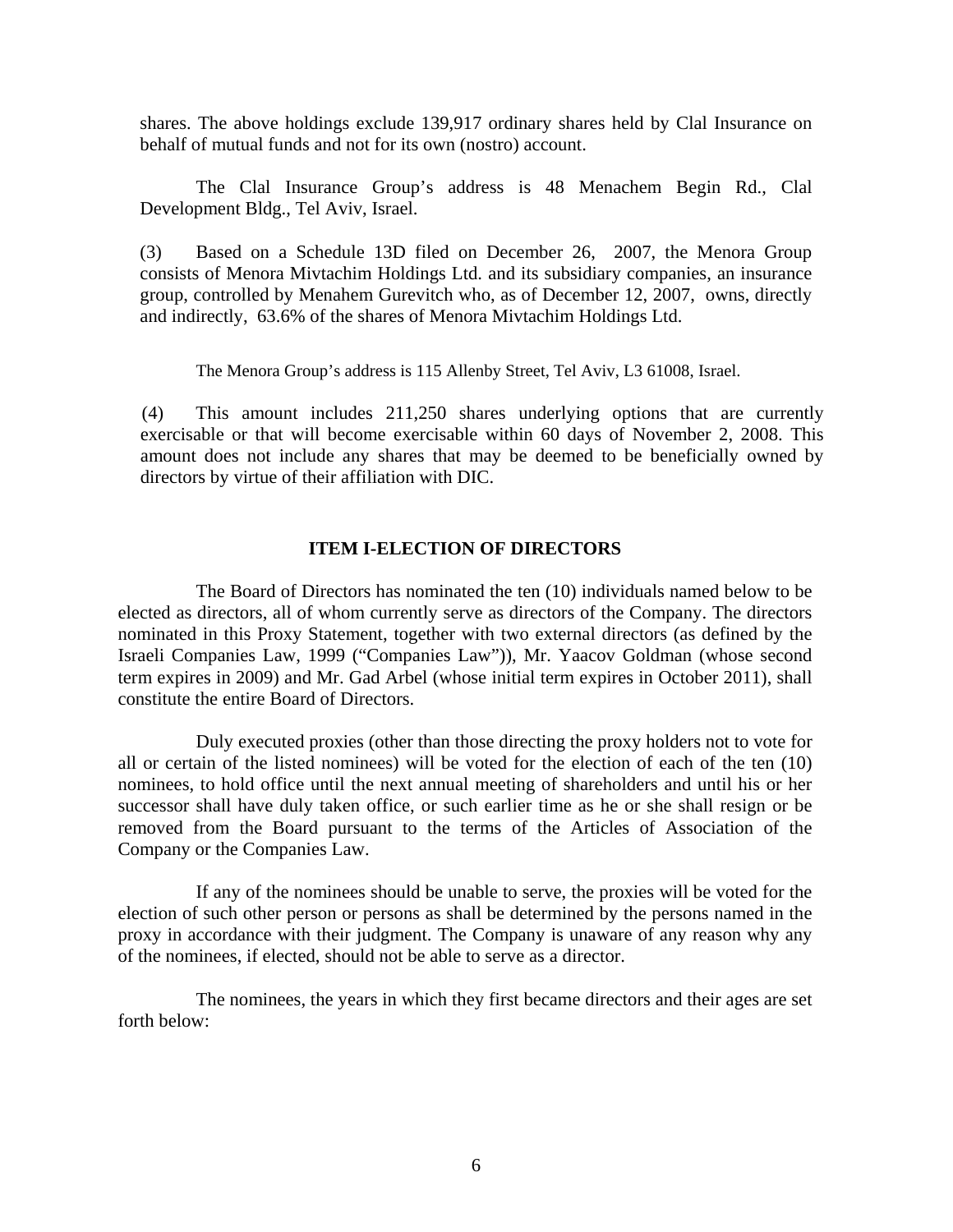shares. The above holdings exclude 139,917 ordinary shares held by Clal Insurance on behalf of mutual funds and not for its own (nostro) account.

The Clal Insurance Group's address is 48 Menachem Begin Rd., Clal Development Bldg., Tel Aviv, Israel.

(3) Based on a Schedule 13D filed on December 26, 2007, the Menora Group consists of Menora Mivtachim Holdings Ltd. and its subsidiary companies, an insurance group, controlled by Menahem Gurevitch who, as of December 12, 2007, owns, directly and indirectly, 63.6% of the shares of Menora Mivtachim Holdings Ltd.

The Menora Group's address is 115 Allenby Street, Tel Aviv, L3 61008, Israel.

(4) This amount includes 211,250 shares underlying options that are currently exercisable or that will become exercisable within 60 days of November 2, 2008. This amount does not include any shares that may be deemed to be beneficially owned by directors by virtue of their affiliation with DIC.

## ITEM I-ELECTION OF DIRECTORS

The Board of Directors has nominated the ten (10) individuals named below to be elected as directors, all of whom currently serve as directors of the Company. The directors nominated in this Proxy Statement, together with two external directors (as defined by the Israeli Companies Law, 1999 ("Companies Law")), Mr. Yaacov Goldman (whose second term expires in 2009) and Mr. Gad Arbel (whose initial term expires in October 2011), shall constitute the entire Board of Directors.

Duly executed proxies (other than those directing the proxy holders not to vote for all or certain of the listed nominees) will be voted for the election of each of the ten (10) nominees, to hold office until the next annual meeting of shareholders and until his or her successor shall have duly taken office, or such earlier time as he or she shall resign or be removed from the Board pursuant to the terms of the Articles of Association of the Company or the Companies Law.

If any of the nominees should be unable to serve, the proxies will be voted for the election of such other person or persons as shall be determined by the persons named in the proxy in accordance with their judgment. The Company is unaware of any reason why any of the nominees, if elected, should not be able to serve as a director.

The nominees, the years in which they first became directors and their ages are set forth below: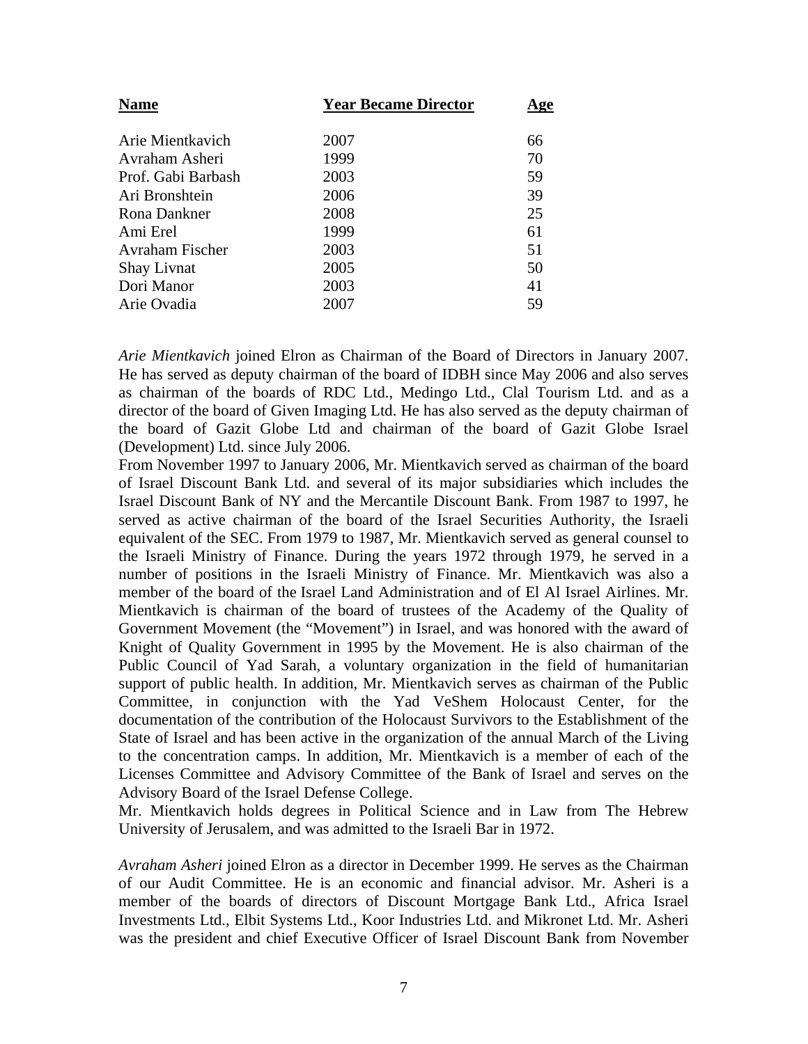| **Name** | **Year Became Director** | **Age** |
|---|---|---|
| Arie Mientkavich | 2007 | 66 |
| Avraham Asheri | 1999 | 70 |
| Prof. Gabi Barbash | 2003 | 59 |
| Ari Bronshtein | 2006 | 39 |
| Rona Dankner | 2008 | 25 |
| Ami Erel | 1999 | 61 |
| Avraham Fischer | 2003 | 51 |
| Shay Livnat | 2005 | 50 |
| Dori Manor | 2003 | 41 |
| Arie Ovadia | 2007 | 59 |

*Arie Mientkavich* joined Elron as Chairman of the Board of Directors in January 2007. He has served as deputy chairman of the board of IDBH since May 2006 and also serves as chairman of the boards of RDC Ltd., Medingo Ltd., Clal Tourism Ltd. and as a director of the board of Given Imaging Ltd. He has also served as the deputy chairman of the board of Gazit Globe Ltd and chairman of the board of Gazit Globe Israel (Development) Ltd. since July 2006.

From November 1997 to January 2006, Mr. Mientkavich served as chairman of the board of Israel Discount Bank Ltd. and several of its major subsidiaries which includes the Israel Discount Bank of NY and the Mercantile Discount Bank. From 1987 to 1997, he served as active chairman of the board of the Israel Securities Authority, the Israeli equivalent of the SEC. From 1979 to 1987, Mr. Mientkavich served as general counsel to the Israeli Ministry of Finance. During the years 1972 through 1979, he served in a number of positions in the Israeli Ministry of Finance. Mr. Mientkavich was also a member of the board of the Israel Land Administration and of El Al Israel Airlines. Mr. Mientkavich is chairman of the board of trustees of the Academy of the Quality of Government Movement (the "Movement") in Israel, and was honored with the award of Knight of Quality Government in 1995 by the Movement. He is also chairman of the Public Council of Yad Sarah, a voluntary organization in the field of humanitarian support of public health. In addition, Mr. Mientkavich serves as chairman of the Public Committee, in conjunction with the Yad VeShem Holocaust Center, for the documentation of the contribution of the Holocaust Survivors to the Establishment of the State of Israel and has been active in the organization of the annual March of the Living to the concentration camps. In addition, Mr. Mientkavich is a member of each of the Licenses Committee and Advisory Committee of the Bank of Israel and serves on the Advisory Board of the Israel Defense College.

Mr. Mientkavich holds degrees in Political Science and in Law from The Hebrew University of Jerusalem, and was admitted to the Israeli Bar in 1972.

*Avraham Asheri* joined Elron as a director in December 1999. He serves as the Chairman of our Audit Committee. He is an economic and financial advisor. Mr. Asheri is a member of the boards of directors of Discount Mortgage Bank Ltd., Africa Israel Investments Ltd., Elbit Systems Ltd., Koor Industries Ltd. and Mikronet Ltd. Mr. Asheri was the president and chief Executive Officer of Israel Discount Bank from November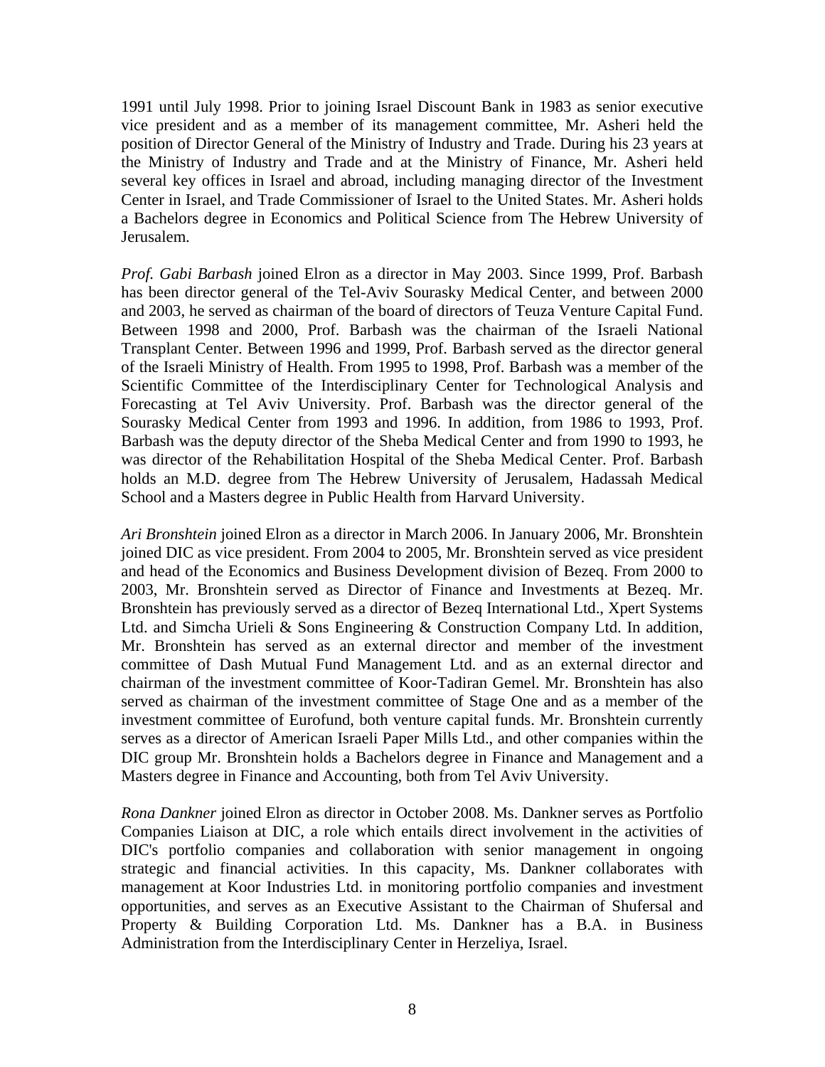1991 until July 1998. Prior to joining Israel Discount Bank in 1983 as senior executive vice president and as a member of its management committee, Mr. Asheri held the position of Director General of the Ministry of Industry and Trade. During his 23 years at the Ministry of Industry and Trade and at the Ministry of Finance, Mr. Asheri held several key offices in Israel and abroad, including managing director of the Investment Center in Israel, and Trade Commissioner of Israel to the United States. Mr. Asheri holds a Bachelors degree in Economics and Political Science from The Hebrew University of Jerusalem.

*Prof. Gabi Barbash* joined Elron as a director in May 2003. Since 1999, Prof. Barbash has been director general of the Tel-Aviv Sourasky Medical Center, and between 2000 and 2003, he served as chairman of the board of directors of Teuza Venture Capital Fund. Between 1998 and 2000, Prof. Barbash was the chairman of the Israeli National Transplant Center. Between 1996 and 1999, Prof. Barbash served as the director general of the Israeli Ministry of Health. From 1995 to 1998, Prof. Barbash was a member of the Scientific Committee of the Interdisciplinary Center for Technological Analysis and Forecasting at Tel Aviv University. Prof. Barbash was the director general of the Sourasky Medical Center from 1993 and 1996. In addition, from 1986 to 1993, Prof. Barbash was the deputy director of the Sheba Medical Center and from 1990 to 1993, he was director of the Rehabilitation Hospital of the Sheba Medical Center. Prof. Barbash holds an M.D. degree from The Hebrew University of Jerusalem, Hadassah Medical School and a Masters degree in Public Health from Harvard University.

*Ari Bronshtein* joined Elron as a director in March 2006. In January 2006, Mr. Bronshtein joined DIC as vice president. From 2004 to 2005, Mr. Bronshtein served as vice president and head of the Economics and Business Development division of Bezeq. From 2000 to 2003, Mr. Bronshtein served as Director of Finance and Investments at Bezeq. Mr. Bronshtein has previously served as a director of Bezeq International Ltd., Xpert Systems Ltd. and Simcha Urieli & Sons Engineering & Construction Company Ltd. In addition, Mr. Bronshtein has served as an external director and member of the investment committee of Dash Mutual Fund Management Ltd. and as an external director and chairman of the investment committee of Koor-Tadiran Gemel. Mr. Bronshtein has also served as chairman of the investment committee of Stage One and as a member of the investment committee of Eurofund, both venture capital funds. Mr. Bronshtein currently serves as a director of American Israeli Paper Mills Ltd., and other companies within the DIC group Mr. Bronshtein holds a Bachelors degree in Finance and Management and a Masters degree in Finance and Accounting, both from Tel Aviv University.

*Rona Dankner* joined Elron as director in October 2008. Ms. Dankner serves as Portfolio Companies Liaison at DIC, a role which entails direct involvement in the activities of DIC's portfolio companies and collaboration with senior management in ongoing strategic and financial activities. In this capacity, Ms. Dankner collaborates with management at Koor Industries Ltd. in monitoring portfolio companies and investment opportunities, and serves as an Executive Assistant to the Chairman of Shufersal and Property & Building Corporation Ltd. Ms. Dankner has a B.A. in Business Administration from the Interdisciplinary Center in Herzeliya, Israel.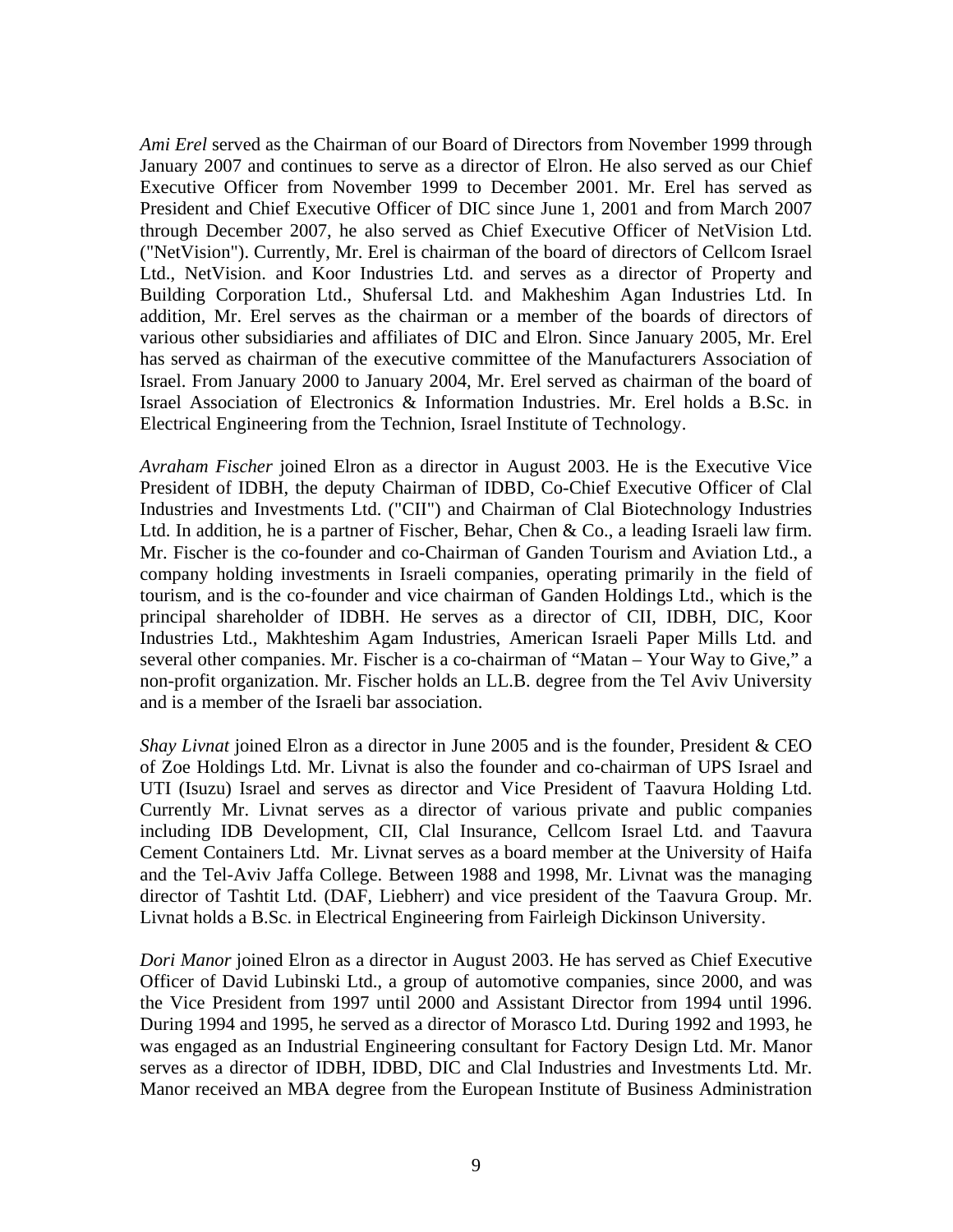*Ami Erel* served as the Chairman of our Board of Directors from November 1999 through January 2007 and continues to serve as a director of Elron. He also served as our Chief Executive Officer from November 1999 to December 2001. Mr. Erel has served as President and Chief Executive Officer of DIC since June 1, 2001 and from March 2007 through December 2007, he also served as Chief Executive Officer of NetVision Ltd. ("NetVision"). Currently, Mr. Erel is chairman of the board of directors of Cellcom Israel Ltd., NetVision. and Koor Industries Ltd. and serves as a director of Property and Building Corporation Ltd., Shufersal Ltd. and Makheshim Agan Industries Ltd. In addition, Mr. Erel serves as the chairman or a member of the boards of directors of various other subsidiaries and affiliates of DIC and Elron. Since January 2005, Mr. Erel has served as chairman of the executive committee of the Manufacturers Association of Israel. From January 2000 to January 2004, Mr. Erel served as chairman of the board of Israel Association of Electronics & Information Industries. Mr. Erel holds a B.Sc. in Electrical Engineering from the Technion, Israel Institute of Technology.

*Avraham Fischer* joined Elron as a director in August 2003. He is the Executive Vice President of IDBH, the deputy Chairman of IDBD, Co-Chief Executive Officer of Clal Industries and Investments Ltd. ("CII") and Chairman of Clal Biotechnology Industries Ltd. In addition, he is a partner of Fischer, Behar, Chen & Co., a leading Israeli law firm. Mr. Fischer is the co-founder and co-Chairman of Ganden Tourism and Aviation Ltd., a company holding investments in Israeli companies, operating primarily in the field of tourism, and is the co-founder and vice chairman of Ganden Holdings Ltd., which is the principal shareholder of IDBH. He serves as a director of CII, IDBH, DIC, Koor Industries Ltd., Makhteshim Agam Industries, American Israeli Paper Mills Ltd. and several other companies. Mr. Fischer is a co-chairman of "Matan – Your Way to Give," a non-profit organization. Mr. Fischer holds an LL.B. degree from the Tel Aviv University and is a member of the Israeli bar association.

*Shay Livnat* joined Elron as a director in June 2005 and is the founder, President & CEO of Zoe Holdings Ltd. Mr. Livnat is also the founder and co-chairman of UPS Israel and UTI (Isuzu) Israel and serves as director and Vice President of Taavura Holding Ltd. Currently Mr. Livnat serves as a director of various private and public companies including IDB Development, CII, Clal Insurance, Cellcom Israel Ltd. and Taavura Cement Containers Ltd. Mr. Livnat serves as a board member at the University of Haifa and the Tel-Aviv Jaffa College. Between 1988 and 1998, Mr. Livnat was the managing director of Tashtit Ltd. (DAF, Liebherr) and vice president of the Taavura Group. Mr. Livnat holds a B.Sc. in Electrical Engineering from Fairleigh Dickinson University.

*Dori Manor* joined Elron as a director in August 2003. He has served as Chief Executive Officer of David Lubinski Ltd., a group of automotive companies, since 2000, and was the Vice President from 1997 until 2000 and Assistant Director from 1994 until 1996. During 1994 and 1995, he served as a director of Morasco Ltd. During 1992 and 1993, he was engaged as an Industrial Engineering consultant for Factory Design Ltd. Mr. Manor serves as a director of IDBH, IDBD, DIC and Clal Industries and Investments Ltd. Mr. Manor received an MBA degree from the European Institute of Business Administration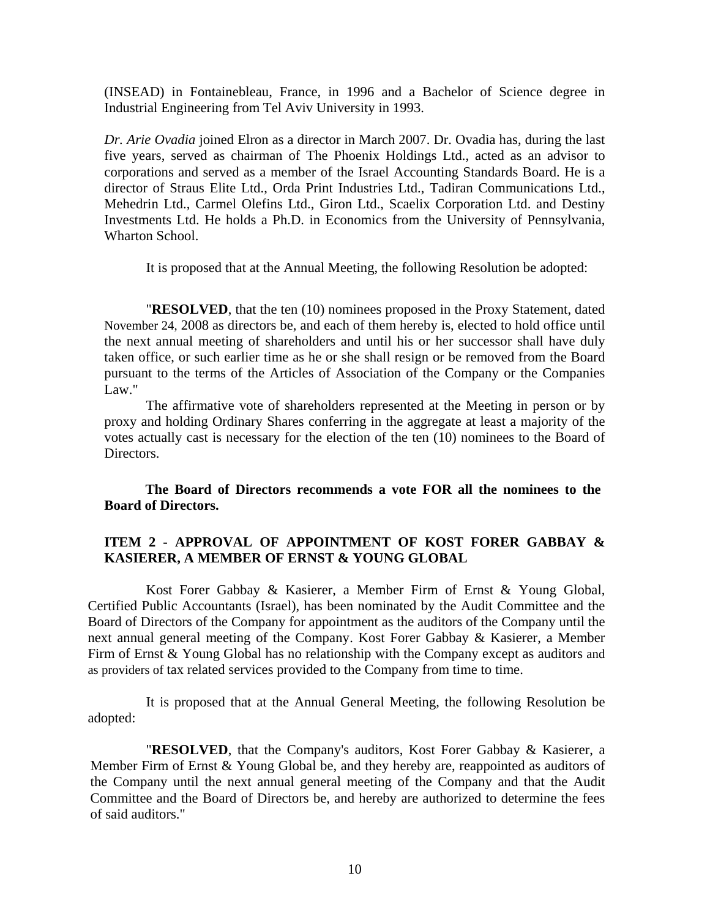(INSEAD) in Fontainebleau, France, in 1996 and a Bachelor of Science degree in Industrial Engineering from Tel Aviv University in 1993.

*Dr. Arie Ovadia* joined Elron as a director in March 2007. Dr. Ovadia has, during the last five years, served as chairman of The Phoenix Holdings Ltd., acted as an advisor to corporations and served as a member of the Israel Accounting Standards Board. He is a director of Straus Elite Ltd., Orda Print Industries Ltd., Tadiran Communications Ltd., Mehedrin Ltd., Carmel Olefins Ltd., Giron Ltd., Scaelix Corporation Ltd. and Destiny Investments Ltd. He holds a Ph.D. in Economics from the University of Pennsylvania, Wharton School.

It is proposed that at the Annual Meeting, the following Resolution be adopted:

"**RESOLVED**, that the ten (10) nominees proposed in the Proxy Statement, dated November 24, 2008 as directors be, and each of them hereby is, elected to hold office until the next annual meeting of shareholders and until his or her successor shall have duly taken office, or such earlier time as he or she shall resign or be removed from the Board pursuant to the terms of the Articles of Association of the Company or the Companies Law."

The affirmative vote of shareholders represented at the Meeting in person or by proxy and holding Ordinary Shares conferring in the aggregate at least a majority of the votes actually cast is necessary for the election of the ten (10) nominees to the Board of Directors.

**The Board of Directors recommends a vote FOR all the nominees to the Board of Directors.**

## ITEM 2 - APPROVAL OF APPOINTMENT OF KOST FORER GABBAY & KASIERER, A MEMBER OF ERNST & YOUNG GLOBAL

Kost Forer Gabbay & Kasierer, a Member Firm of Ernst & Young Global, Certified Public Accountants (Israel), has been nominated by the Audit Committee and the Board of Directors of the Company for appointment as the auditors of the Company until the next annual general meeting of the Company. Kost Forer Gabbay & Kasierer, a Member Firm of Ernst & Young Global has no relationship with the Company except as auditors and as providers of tax related services provided to the Company from time to time.

It is proposed that at the Annual General Meeting, the following Resolution be adopted:

"**RESOLVED**, that the Company's auditors, Kost Forer Gabbay & Kasierer, a Member Firm of Ernst & Young Global be, and they hereby are, reappointed as auditors of the Company until the next annual general meeting of the Company and that the Audit Committee and the Board of Directors be, and hereby are authorized to determine the fees of said auditors."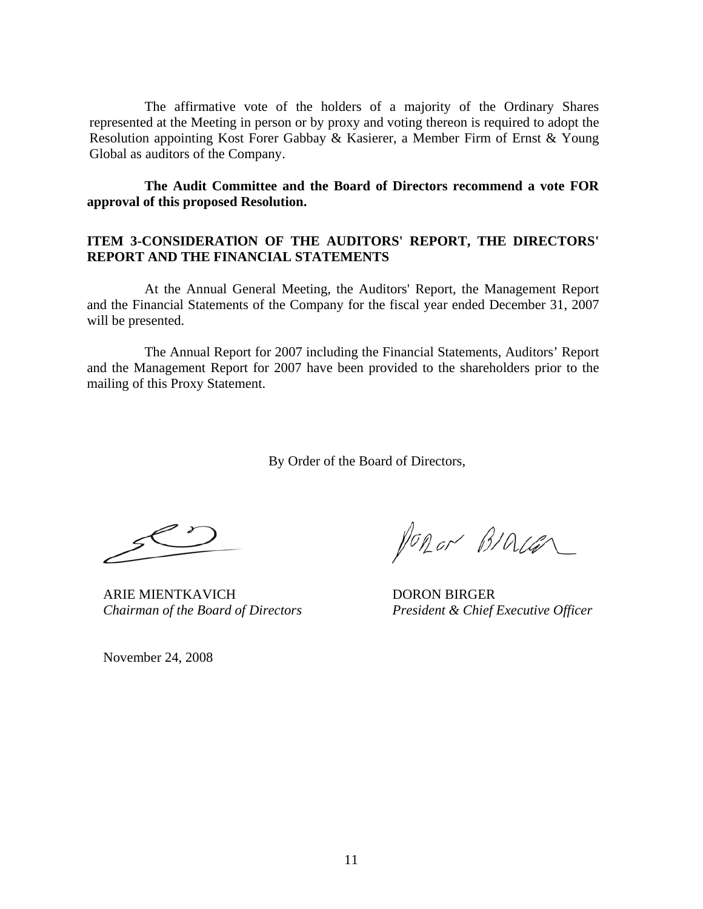The affirmative vote of the holders of a majority of the Ordinary Shares represented at the Meeting in person or by proxy and voting thereon is required to adopt the Resolution appointing Kost Forer Gabbay & Kasierer, a Member Firm of Ernst & Young Global as auditors of the Company.

**The Audit Committee and the Board of Directors recommend a vote FOR approval of this proposed Resolution.**

**ITEM 3-CONSIDERATION OF THE AUDITORS' REPORT, THE DIRECTORS' REPORT AND THE FINANCIAL STATEMENTS**

At the Annual General Meeting, the Auditors' Report, the Management Report and the Financial Statements of the Company for the fiscal year ended December 31, 2007 will be presented.

The Annual Report for 2007 including the Financial Statements, Auditors' Report and the Management Report for 2007 have been provided to the shareholders prior to the mailing of this Proxy Statement.

By Order of the Board of Directors,

| | |
|---|---|
| ARIE MIENTKAVICH | DORON BIRGER |
| *Chairman of the Board of Directors* | *President & Chief Executive Officer* |

November 24, 2008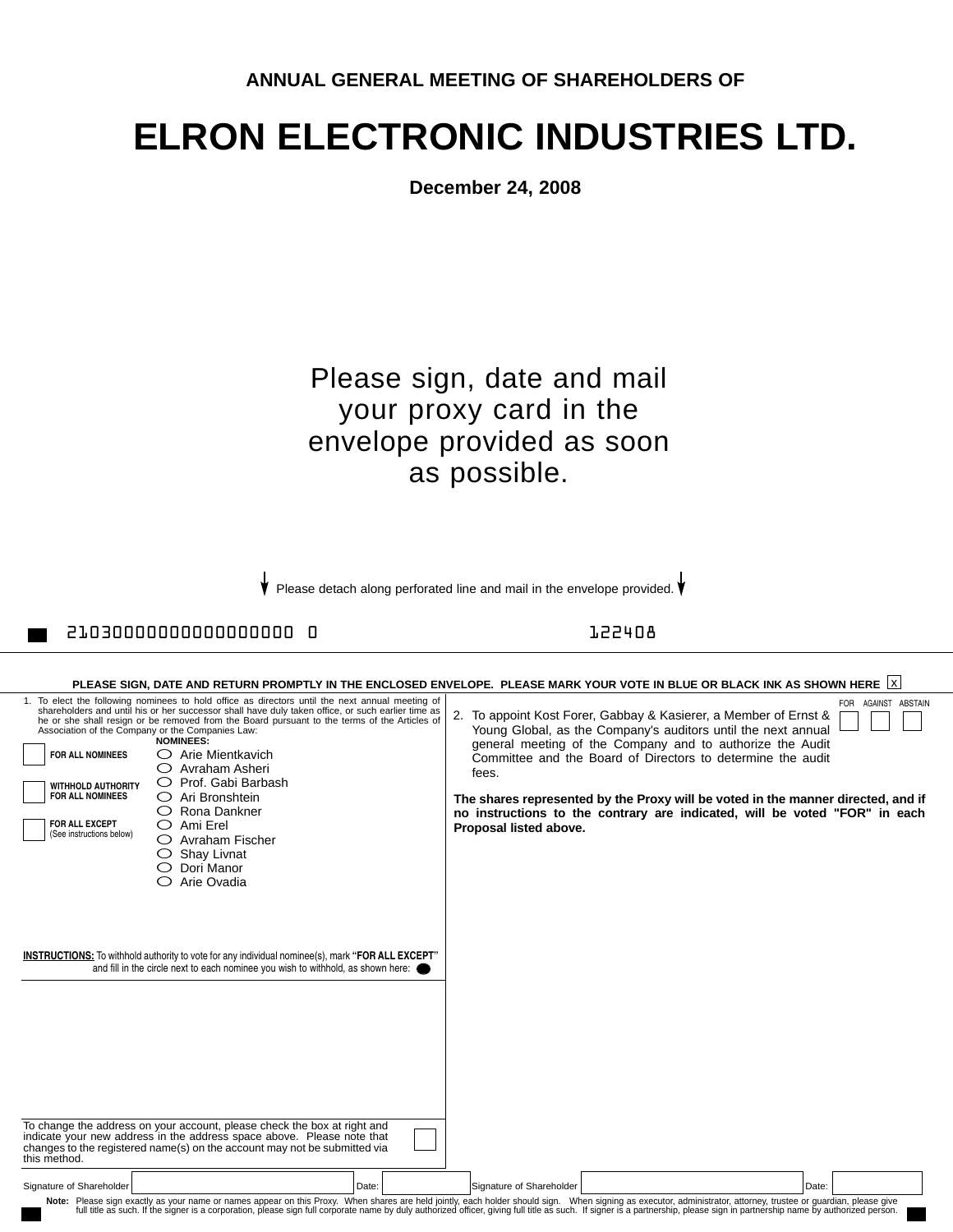ANNUAL GENERAL MEETING OF SHAREHOLDERS OF

# ELRON ELECTRONIC INDUSTRIES LTD.

**December 24, 2008**

Please sign, date and mail your proxy card in the envelope provided as soon as possible.

Please detach along perforated line and mail in the envelope provided.

21030000000000000000 0 122408

**PLEASE SIGN, DATE AND RETURN PROMPTLY IN THE ENCLOSED ENVELOPE. PLEASE MARK YOUR VOTE IN BLUE OR BLACK INK AS SHOWN HERE** ☒

1. To elect the following nominees to hold office as directors until the next annual meeting of shareholders and until his or her successor shall have duly taken office, or such earlier time as he or she shall resign or be removed from the Board pursuant to the terms of the Articles of Association of the Company or the Companies Law:

☐ FOR ALL NOMINEES

☐ WITHHOLD AUTHORITY FOR ALL NOMINEES

☐ FOR ALL EXCEPT (See instructions below)

**NOMINEES:**
- ○ Arie Mientkavich
- ○ Avraham Asheri
- ○ Prof. Gabi Barbash
- ○ Ari Bronshtein
- ○ Rona Dankner
- ○ Ami Erel
- ○ Avraham Fischer
- ○ Shay Livnat
- ○ Dori Manor
- ○ Arie Ovadia

**INSTRUCTIONS:** To withhold authority to vote for any individual nominee(s), mark **"FOR ALL EXCEPT"** and fill in the circle next to each nominee you wish to withhold, as shown here: ●

| | FOR | AGAINST | ABSTAIN |
|---|---|---|---|
| 2. To appoint Kost Forer, Gabbay & Kasierer, a Member of Ernst & Young Global, as the Company's auditors until the next annual general meeting of the Company and to authorize the Audit Committee and the Board of Directors to determine the audit fees. | ☐ | ☐ | ☐ |

**The shares represented by the Proxy will be voted in the manner directed, and if no instructions to the contrary are indicated, will be voted "FOR" in each Proposal listed above.**

To change the address on your account, please check the box at right and indicate your new address in the address space above. Please note that changes to the registered name(s) on the account may not be submitted via this method. ☐

Signature of Shareholder ______________ Date: ________ Signature of Shareholder ______________ Date: ________

**Note:** Please sign exactly as your name or names appear on this Proxy. When shares are held jointly, each holder should sign. When signing as executor, administrator, attorney, trustee or guardian, please give full title as such. If the signer is a corporation, please sign full corporate name by duly authorized officer, giving full title as such. If signer is a partnership, please sign in partnership name by authorized person.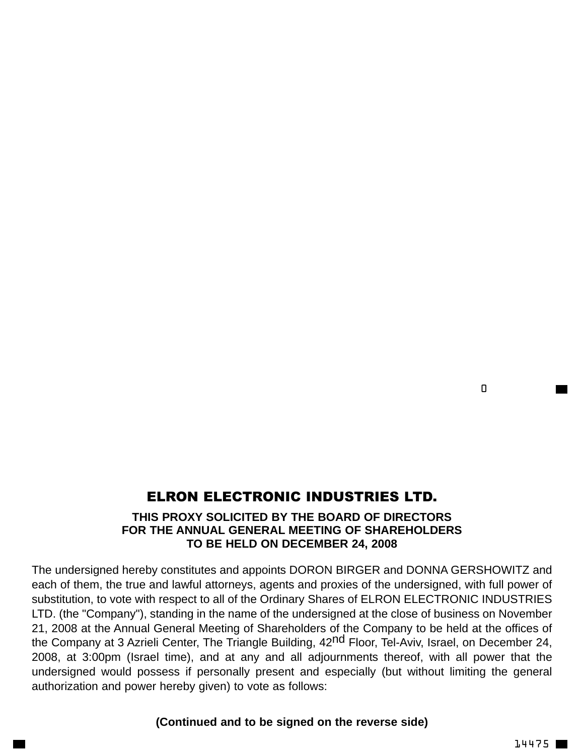# ELRON ELECTRONIC INDUSTRIES LTD.

**THIS PROXY SOLICITED BY THE BOARD OF DIRECTORS FOR THE ANNUAL GENERAL MEETING OF SHAREHOLDERS TO BE HELD ON DECEMBER 24, 2008**

The undersigned hereby constitutes and appoints DORON BIRGER and DONNA GERSHOWITZ and each of them, the true and lawful attorneys, agents and proxies of the undersigned, with full power of substitution, to vote with respect to all of the Ordinary Shares of ELRON ELECTRONIC INDUSTRIES LTD. (the "Company"), standing in the name of the undersigned at the close of business on November 21, 2008 at the Annual General Meeting of Shareholders of the Company to be held at the offices of the Company at 3 Azrieli Center, The Triangle Building, 42nd Floor, Tel-Aviv, Israel, on December 24, 2008, at 3:00pm (Israel time), and at any and all adjournments thereof, with all power that the undersigned would possess if personally present and especially (but without limiting the general authorization and power hereby given) to vote as follows:

**(Continued and to be signed on the reverse side)**

14475